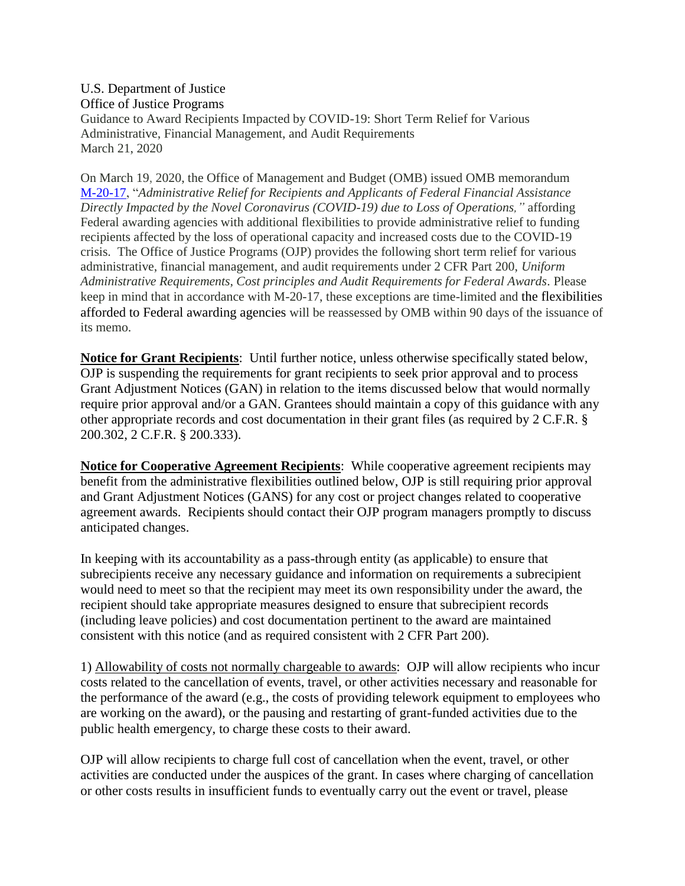U.S. Department of Justice
Office of Justice Programs
Guidance to Award Recipients Impacted by COVID-19: Short Term Relief for Various Administrative, Financial Management, and Audit Requirements
March 21, 2020

On March 19, 2020, the Office of Management and Budget (OMB) issued OMB memorandum [M-20-17](M-20-17), "*Administrative Relief for Recipients and Applicants of Federal Financial Assistance Directly Impacted by the Novel Coronavirus (COVID-19) due to Loss of Operations,"* affording Federal awarding agencies with additional flexibilities to provide administrative relief to funding recipients affected by the loss of operational capacity and increased costs due to the COVID-19 crisis. The Office of Justice Programs (OJP) provides the following short term relief for various administrative, financial management, and audit requirements under 2 CFR Part 200, *Uniform Administrative Requirements, Cost principles and Audit Requirements for Federal Awards*. Please keep in mind that in accordance with M-20-17, these exceptions are time-limited and the flexibilities afforded to Federal awarding agencies will be reassessed by OMB within 90 days of the issuance of its memo.

**Notice for Grant Recipients**: Until further notice, unless otherwise specifically stated below, OJP is suspending the requirements for grant recipients to seek prior approval and to process Grant Adjustment Notices (GAN) in relation to the items discussed below that would normally require prior approval and/or a GAN. Grantees should maintain a copy of this guidance with any other appropriate records and cost documentation in their grant files (as required by 2 C.F.R. § 200.302, 2 C.F.R. § 200.333).

**Notice for Cooperative Agreement Recipients**: While cooperative agreement recipients may benefit from the administrative flexibilities outlined below, OJP is still requiring prior approval and Grant Adjustment Notices (GANS) for any cost or project changes related to cooperative agreement awards. Recipients should contact their OJP program managers promptly to discuss anticipated changes.

In keeping with its accountability as a pass-through entity (as applicable) to ensure that subrecipients receive any necessary guidance and information on requirements a subrecipient would need to meet so that the recipient may meet its own responsibility under the award, the recipient should take appropriate measures designed to ensure that subrecipient records (including leave policies) and cost documentation pertinent to the award are maintained consistent with this notice (and as required consistent with 2 CFR Part 200).

1) Allowability of costs not normally chargeable to awards: OJP will allow recipients who incur costs related to the cancellation of events, travel, or other activities necessary and reasonable for the performance of the award (e.g., the costs of providing telework equipment to employees who are working on the award), or the pausing and restarting of grant-funded activities due to the public health emergency, to charge these costs to their award.

OJP will allow recipients to charge full cost of cancellation when the event, travel, or other activities are conducted under the auspices of the grant. In cases where charging of cancellation or other costs results in insufficient funds to eventually carry out the event or travel, please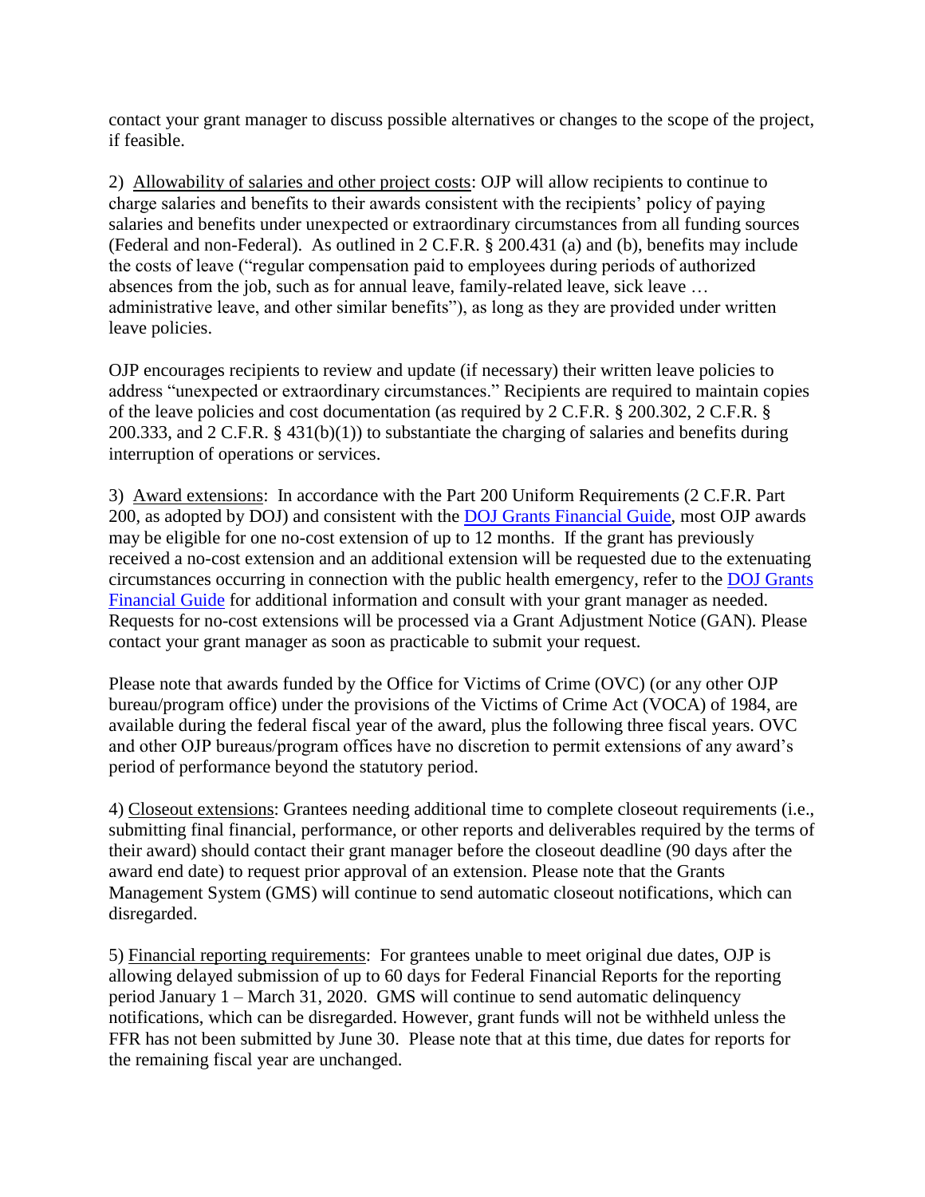contact your grant manager to discuss possible alternatives or changes to the scope of the project, if feasible.

2) Allowability of salaries and other project costs: OJP will allow recipients to continue to charge salaries and benefits to their awards consistent with the recipients' policy of paying salaries and benefits under unexpected or extraordinary circumstances from all funding sources (Federal and non-Federal). As outlined in 2 C.F.R. § 200.431 (a) and (b), benefits may include the costs of leave ("regular compensation paid to employees during periods of authorized absences from the job, such as for annual leave, family-related leave, sick leave … administrative leave, and other similar benefits"), as long as they are provided under written leave policies.

OJP encourages recipients to review and update (if necessary) their written leave policies to address "unexpected or extraordinary circumstances." Recipients are required to maintain copies of the leave policies and cost documentation (as required by 2 C.F.R. § 200.302, 2 C.F.R. § 200.333, and 2 C.F.R. § 431(b)(1)) to substantiate the charging of salaries and benefits during interruption of operations or services.

3) Award extensions: In accordance with the Part 200 Uniform Requirements (2 C.F.R. Part 200, as adopted by DOJ) and consistent with the [DOJ Grants Financial Guide](), most OJP awards may be eligible for one no-cost extension of up to 12 months. If the grant has previously received a no-cost extension and an additional extension will be requested due to the extenuating circumstances occurring in connection with the public health emergency, refer to the [DOJ Grants Financial Guide]() for additional information and consult with your grant manager as needed. Requests for no-cost extensions will be processed via a Grant Adjustment Notice (GAN). Please contact your grant manager as soon as practicable to submit your request.

Please note that awards funded by the Office for Victims of Crime (OVC) (or any other OJP bureau/program office) under the provisions of the Victims of Crime Act (VOCA) of 1984, are available during the federal fiscal year of the award, plus the following three fiscal years. OVC and other OJP bureaus/program offices have no discretion to permit extensions of any award's period of performance beyond the statutory period.

4) Closeout extensions: Grantees needing additional time to complete closeout requirements (i.e., submitting final financial, performance, or other reports and deliverables required by the terms of their award) should contact their grant manager before the closeout deadline (90 days after the award end date) to request prior approval of an extension. Please note that the Grants Management System (GMS) will continue to send automatic closeout notifications, which can disregarded.

5) Financial reporting requirements: For grantees unable to meet original due dates, OJP is allowing delayed submission of up to 60 days for Federal Financial Reports for the reporting period January 1 – March 31, 2020. GMS will continue to send automatic delinquency notifications, which can be disregarded. However, grant funds will not be withheld unless the FFR has not been submitted by June 30. Please note that at this time, due dates for reports for the remaining fiscal year are unchanged.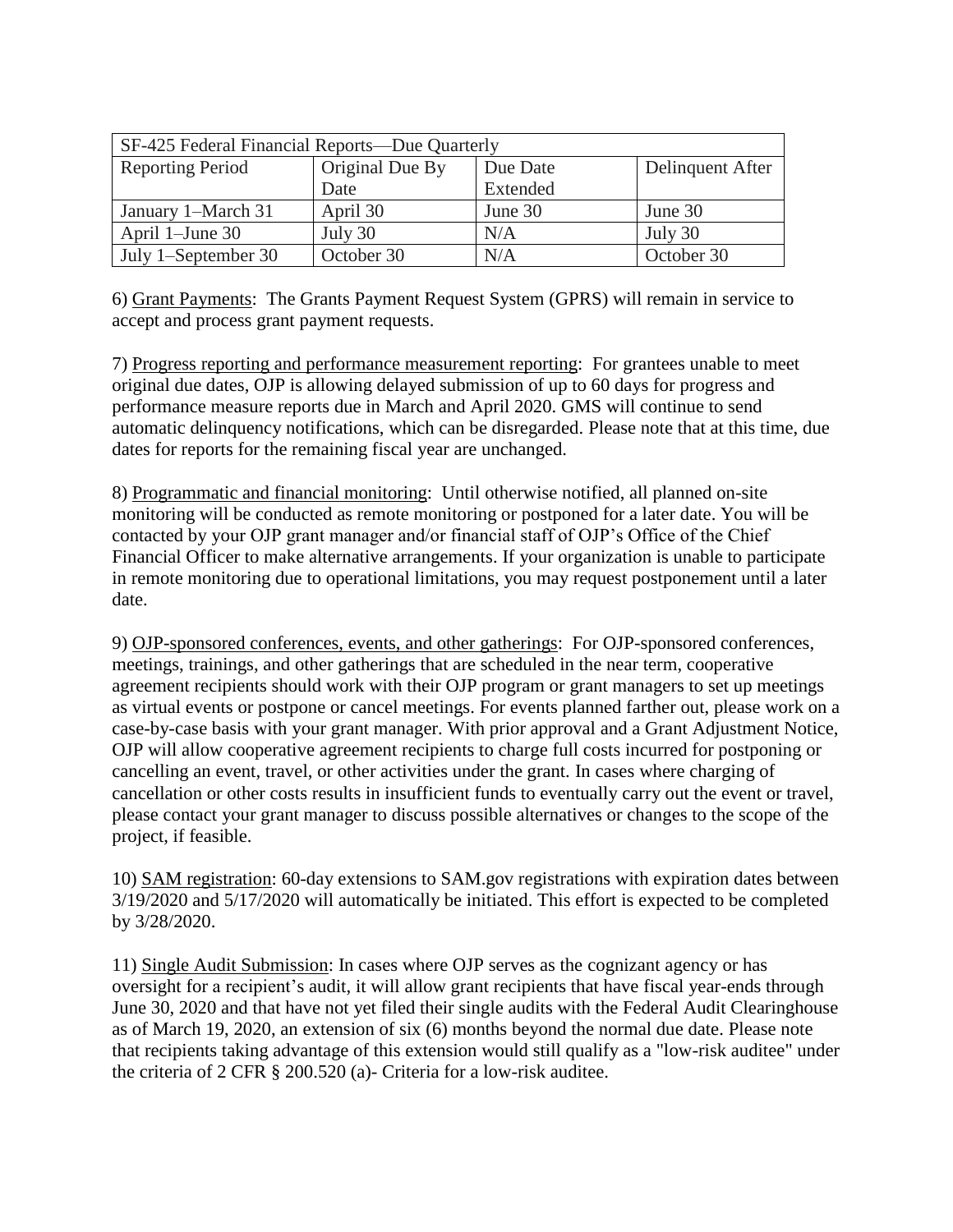| SF-425 Federal Financial Reports—Due Quarterly | | | |
|---|---|---|---|
| Reporting Period | Original Due By Date | Due Date Extended | Delinquent After |
| January 1–March 31 | April 30 | June 30 | June 30 |
| April 1–June 30 | July 30 | N/A | July 30 |
| July 1–September 30 | October 30 | N/A | October 30 |

6) Grant Payments: The Grants Payment Request System (GPRS) will remain in service to accept and process grant payment requests.

7) Progress reporting and performance measurement reporting: For grantees unable to meet original due dates, OJP is allowing delayed submission of up to 60 days for progress and performance measure reports due in March and April 2020. GMS will continue to send automatic delinquency notifications, which can be disregarded. Please note that at this time, due dates for reports for the remaining fiscal year are unchanged.

8) Programmatic and financial monitoring: Until otherwise notified, all planned on-site monitoring will be conducted as remote monitoring or postponed for a later date. You will be contacted by your OJP grant manager and/or financial staff of OJP's Office of the Chief Financial Officer to make alternative arrangements. If your organization is unable to participate in remote monitoring due to operational limitations, you may request postponement until a later date.

9) OJP-sponsored conferences, events, and other gatherings: For OJP-sponsored conferences, meetings, trainings, and other gatherings that are scheduled in the near term, cooperative agreement recipients should work with their OJP program or grant managers to set up meetings as virtual events or postpone or cancel meetings. For events planned farther out, please work on a case-by-case basis with your grant manager. With prior approval and a Grant Adjustment Notice, OJP will allow cooperative agreement recipients to charge full costs incurred for postponing or cancelling an event, travel, or other activities under the grant. In cases where charging of cancellation or other costs results in insufficient funds to eventually carry out the event or travel, please contact your grant manager to discuss possible alternatives or changes to the scope of the project, if feasible.

10) SAM registration: 60-day extensions to SAM.gov registrations with expiration dates between 3/19/2020 and 5/17/2020 will automatically be initiated. This effort is expected to be completed by 3/28/2020.

11) Single Audit Submission: In cases where OJP serves as the cognizant agency or has oversight for a recipient's audit, it will allow grant recipients that have fiscal year-ends through June 30, 2020 and that have not yet filed their single audits with the Federal Audit Clearinghouse as of March 19, 2020, an extension of six (6) months beyond the normal due date. Please note that recipients taking advantage of this extension would still qualify as a "low-risk auditee" under the criteria of 2 CFR § 200.520 (a)- Criteria for a low-risk auditee.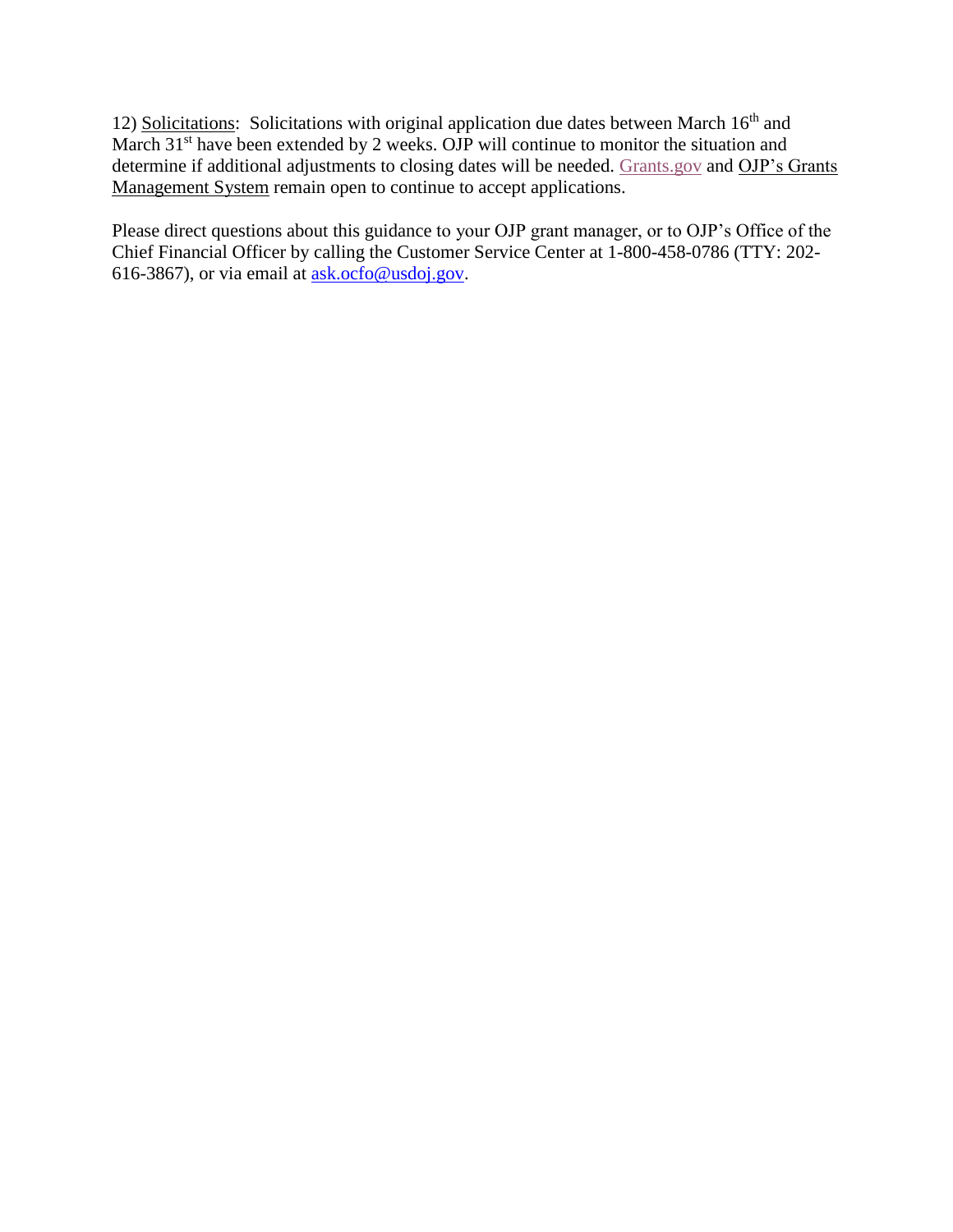12) Solicitations: Solicitations with original application due dates between March 16th and March 31st have been extended by 2 weeks. OJP will continue to monitor the situation and determine if additional adjustments to closing dates will be needed. Grants.gov and OJP's Grants Management System remain open to continue to accept applications.

Please direct questions about this guidance to your OJP grant manager, or to OJP's Office of the Chief Financial Officer by calling the Customer Service Center at 1-800-458-0786 (TTY: 202-616-3867), or via email at ask.ocfo@usdoj.gov.